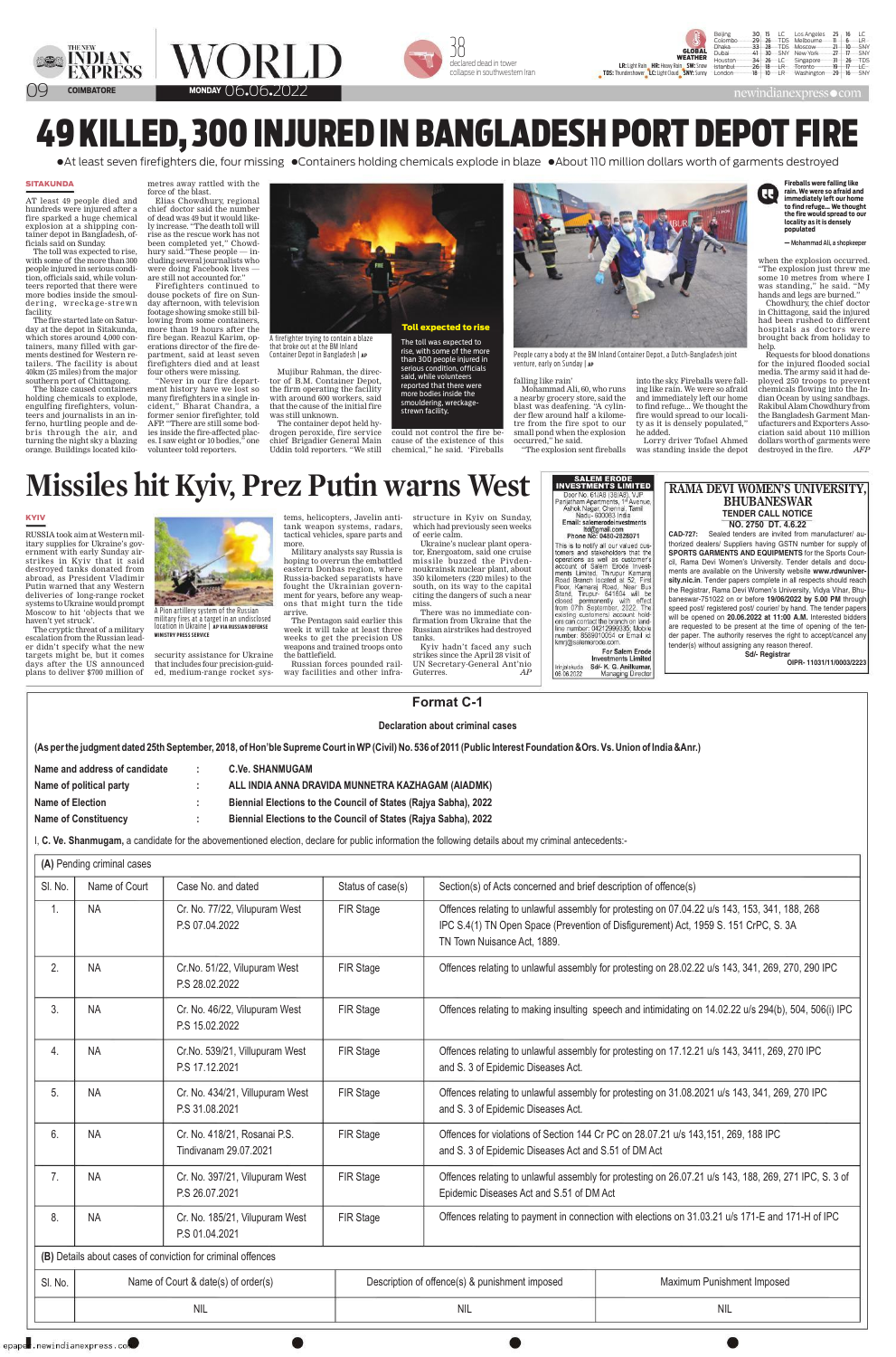# 49 KILLED, 300 INJURED IN BANGLADESH PORT DEPOT FIRE

●At least seven firefighters die, four missing ●Containers holding chemicals explode in blaze ●About 110 million dollars worth of garments destroyed

**SITAKUNDA**

AT least 49 people died and hundreds were injured after a fire sparked a huge chemical explosion at a shipping container depot in Bangladesh, officials said on Sunday.

The toll was expected to rise, with some of the more than 300 people injured in serious condition, officials said, while volunteers reported that there were more bodies inside the smouldering, wreckage-strewn facility.

The fire started late on Saturday at the depot in Sitakunda, which stores around 4,000 containers, many filled with garments destined for Western retailers. The facility is about 40km (25 miles) from the major southern port of Chittagong.

The blaze caused containers holding chemicals to explode, engulfing firefighters, volunteers and journalists in an inferno, hurtling people and debris through the air, and turning the night sky a blazing orange. Buildings located kilometres away rattled with the force of the blast.

Elias Chowdhury, regional chief doctor said the number of dead was 49 but it would likely increase. "The death toll will rise as the rescue work has not been completed yet," Chowdhury said. "These people — including several journalists who were doing Facebook lives — are still not accounted for."

Firefighters continued to douse pockets of fire on Sunday afternoon, with television footage showing smoke still billowing from some containers, more than 19 hours after the fire began. Reazul Karim, operations director of the fire department, said at least seven firefighters died and at least four others were missing.

"Never in our fire department history have we lost so many firefighters in a single incident," Bharat Chandra, a former senior firefighter, told AFP. "There are still some bodies inside the fire-affected places. I saw eight or 10 bodies," one volunteer told reporters.

A firefighter trying to contain a blaze that broke out at the BM Inland Container Depot in Bangladesh | AP

Mujibur Rahman, the director of B.M. Container Depot, the firm operating the facility with around 600 workers, said that the cause of the initial fire was still unknown.

The container depot held hydrogen peroxide, fire service chief Brigadier General Main Uddin told reporters. "We still could not control the fire because of the existence of this chemical," he said. 'Fireballs falling like rain'

**Toll expected to rise**

The toll was expected to rise, with some of the more than 300 people injured in serious condition, officials said, while volunteers reported that there were more bodies inside the smouldering, wreckage-strewn facility.

People carry a body at the BM Inland Container Depot, a Dutch-Bangladesh joint venture, early on Sunday | AP

Mohammed Ali, 60, who runs a nearby grocery store, said the blast was deafening. "A cylinder flew around half a kilometre from the fire spot to our small pond when the explosion occurred," he said.

"The explosion sent fireballs into the sky. Fireballs were falling like rain. We were so afraid and immediately left our home to find refuge... We thought the fire would spread to our locality as it is densely populated," he added.

Lorry driver Tofael Ahmed was standing inside the depot when the explosion occurred. "The explosion just threw me some 10 metres from where I was standing," he said. "My hands and legs are burned."

> Fireballs were falling like rain. We were so afraid and immediately left our home to find refuge... We thought the fire would spread to our locality as it is densely populated
>
> — Mohammed Ali, a shopkeeper

Chowdhury, the chief doctor in Chittagong, said the injured had been rushed to different hospitals as doctors were brought back from holiday to help.

Requests for blood donations for the injured flooded social media. The army said it had deployed 250 troops to prevent chemicals flowing into the Indian Ocean by using sandbags. Rakibul Alam Chowdhury from the Bangladesh Garment Manufacturers and Exporters Association said about 110 million dollars worth of garments were destroyed in the fire. *AFP*

# Missiles hit Kyiv, Prez Putin warns West

**KYIV**

RUSSIA took aim at Western military supplies for Ukraine's government with early Sunday air-strikes in Kyiv that it said destroyed tanks donated from abroad, as President Vladimir Putin warned that any Western deliveries of long-range rocket systems to Ukraine would prompt Moscow to hit 'objects that we haven't yet struck'.

The cryptic threat of a military escalation from the Russian leader didn't specify what the new targets might be, but it comes days after the US announced plans to deliver $700 million of security assistance for Ukraine that includes four precision-guided, medium-range rocket systems, helicopters, Javelin anti-tank weapon systems, radars, tactical vehicles, spare parts and more.

A Pion artillery system of the Russian military fires at a target in an undisclosed location in Ukraine | AP VIA RUSSIAN DEFENSE MINISTRY PRESS SERVICE

Military analysts say Russia is hoping to overrun the embattled eastern Donbas region, where Russia-backed separatists have fought the Ukrainian government for years, before any weapons that might turn the tide arrive.

The Pentagon said earlier this week it will take at least three weeks to get the precision US weapons and trained troops onto the battlefield.

Russian forces pounded rail-way facilities and other infrastructure in Kyiv on Sunday, which had previously seen weeks of eerie calm.

Ukraine's nuclear plant operator, Energoatom, said one cruise missile buzzed the Pivdennoukrainsk nuclear plant, about 350 kilometers (220 miles) to the south, on its way to the capital citing the dangers of such a near miss.

There was no immediate confirmation from Ukraine that the Russian airstrikes had destroyed tanks.

Kyiv hadn't faced any such strikes since the April 28 visit of UN Secretary-General Ant'nio Guterres. *AP*

**SALEM ERODE INVESTMENTS LIMITED**

Door No. 61/A8 (38/A8), VJP Panjatham Apartments, 1st Avenue, Ashok Nagar, Chennai, Tamil Nadu- 600083 India
Email: salemerodeinvestments ltd@gmail.com
Phone No: 0480-2828071

This is to notify all our valued customers and stakeholders that the operations as well as customer's account of Salem Erode Investments Limited, Tirupur Kamaraj Road Branch located at 52, First Floor, Kamaraj Road, Near Bus Stand, Tirupur- 641604 will be closed permanently with effect from 07th September, 2022. The existing customers' account holders can contact the branch on landline number: 04212999335, Mobile number: 8569010054 or Email id: kmrj@salemerode.com.

For Salem Erode Investments Limited
Sd/- K. G. Anilkumar, Managing Director
Irinjalakuda
06.06.2022

**RAMA DEVI WOMEN'S UNIVERSITY, BHUBANESWAR**

**TENDER CALL NOTICE**

**NO. 2750 DT. 4.6.22**

CAD-727: Sealed tenders are invited from manufacturer/ authorized dealers/ Suppliers having GSTN number for supply of **SPORTS GARMENTS AND EQUIPMENTS** for the Sports Council, Rama Devi Women's University. Tender details and documents are available on the University website **www.rdwuniversity.nic.in**. Tender papers complete in all respects should reach the Registrar, Rama Devi Women's University, Vidya Vihar, Bhubaneswar-751022 on or before **19/06/2022 by 5.00 PM** through speed post/ registered post/ courier/ by hand. The tender papers will be opened on **20.06.2022 at 11:00 A.M.** Interested bidders are requested to be present at the time of opening of the tender paper. The authority reserves the right to accept/cancel any tender(s) without assigning any reason thereof.

Sd/- Registrar

OIPR- 11031/11/0003/2223

## Format C-1

**Declaration about criminal cases**

**(As per the judgment dated 25th September, 2018, of Hon'ble Supreme Court in WP (Civil) No. 536 of 2011 (Public Interest Foundation &Ors. Vs. Union of India &Anr.)**

| | | |
|---|---|---|
| **Name and address of candidate** | : | **C.Ve. SHANMUGAM** |
| **Name of political party** | : | **ALL INDIA ANNA DRAVIDA MUNNETRA KAZHAGAM (AIADMK)** |
| **Name of Election** | : | **Biennial Elections to the Council of States (Rajya Sabha), 2022** |
| **Name of Constituency** | : | **Biennial Elections to the Council of States (Rajya Sabha), 2022** |

I, **C. Ve. Shanmugam,** a candidate for the abovementioned election, declare for public information the following details about my criminal antecedents:-

**(A)** Pending criminal cases

| Sl. No. | Name of Court | Case No. and dated | Status of case(s) | Section(s) of Acts concerned and brief description of offence(s) |
|---|---|---|---|---|
| 1. | NA | Cr. No. 77/22, Vilupuram West P.S 07.04.2022 | FIR Stage | Offences relating to unlawful assembly for protesting on 07.04.22 u/s 143, 153, 341, 188, 268 IPC S.4(1) TN Open Space (Prevention of Disfigurement) Act, 1959 S. 151 CrPC, S. 3A TN Town Nuisance Act, 1889. |
| 2. | NA | Cr.No. 51/22, Vilupuram West P.S 28.02.2022 | FIR Stage | Offences relating to unlawful assembly for protesting on 28.02.22 u/s 143, 341, 269, 270, 290 IPC |
| 3. | NA | Cr. No. 46/22, Vilupuram West P.S 15.02.2022 | FIR Stage | Offences relating to making insulting speech and intimidating on 14.02.22 u/s 294(b), 504, 506(i) IPC |
| 4. | NA | Cr.No. 539/21, Villupuram West P.S 17.12.2021 | FIR Stage | Offences relating to unlawful assembly for protesting on 17.12.21 u/s 143, 3411, 269, 270 IPC and S. 3 of Epidemic Diseases Act. |
| 5. | NA | Cr. No. 434/21, Villupuram West P.S 31.08.2021 | FIR Stage | Offences relating to unlawful assembly for protesting on 31.08.2021 u/s 143, 341, 269, 270 IPC and S. 3 of Epidemic Diseases Act. |
| 6. | NA | Cr. No. 418/21, Rosanai P.S. Tindivanam 29.07.2021 | FIR Stage | Offences for violations of Section 144 Cr PC on 28.07.21 u/s 143,151, 269, 188 IPC and S. 3 of Epidemic Diseases Act and S.51 of DM Act |
| 7. | NA | Cr. No. 397/21, Vilupuram West P.S 26.07.2021 | FIR Stage | Offences relating to unlawful assembly for protesting on 26.07.21 u/s 143, 188, 269, 271 IPC, S. 3 of Epidemic Diseases Act and S.51 of DM Act |
| 8. | NA | Cr. No. 185/21, Vilupuram West P.S 01.04.2021 | FIR Stage | Offences relating to payment in connection with elections on 31.03.21 u/s 171-E and 171-H of IPC |

**(B)** Details about cases of conviction for criminal offences

| Sl. No. | Name of Court & date(s) of order(s) | Description of offence(s) & punishment imposed | Maximum Punishment Imposed |
|---|---|---|---|
| | NIL | NIL | NIL |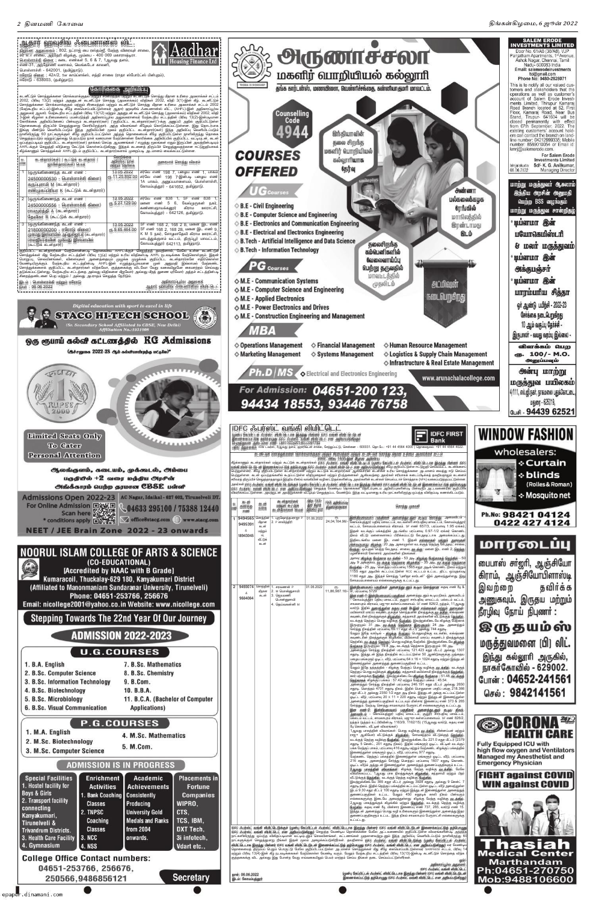## SALEM ERODE INVESTMENTS LIMITED

Door No: 61/A8 (38/A8), VJP Parijatham Apartments, 1st Avenue, Ashok Nagar, Chennai, Tamil Nadu- 600083 India

Email: salemerodeinvestments@gmail.com

Phone No: 0480-2828071

This is to notify all our valued customers and stakeholders that the operations as well as customer's account of Salem Erode Investments Limited, Thirupur Kamaraj Road Branch located at 52, First Floor, Kamaraj Road, Near Bus Stand, Tirupur, 641604 will be closed permanently with effect from 07th September 2022. The existing customers' account holders can contact the branch on landline number: 04212888335, Mobile number: 8589010054 or Email id: kmr@salemerode.com.

For Salem Erode Investments Limited

Sd/- K. G. Anilkumar, Managing Director

06.06.2022

---

# அருணாச்சலா மகளிர் பொறியியல் கல்லூரி

Counselling Code 4944

## COURSES OFFERED

### UG Courses
- B.E - Civil Engineering
- B.E - Computer Science and Engineering
- B.E - Electronics and Communication Engineering
- B.E - Electrical and Electronics Engineering
- B.Tech - Artificial Intelligence and Data Science
- B.Tech - Information Technology

### PG Courses
- M.E - Communication Systems
- M.E - Computer Science and Engineering
- M.E - Applied Electronics
- M.E - Power Electronics and Drives
- M.E - Construction Engineering and Management

### MBA
- Operations Management
- Marketing Management
- Financial Management
- Systems Management
- Human Resource Management
- Logistics & Supply Chain Management
- Infrastructure & Real Estate Management

### Ph.D / MS
- Electrical and Electronics Engineering

For Admission: 04651-200 123, 94434 18553, 93446 76758

www.arunachalacollege.com

---

## STACG HI-TECH SCHOOL

(Sr. Secondary School Affiliated to CBSE, New Delhi) Affiliation No.:1931008

Digital education with sport to excel in life

ஒரு ரூபாய் கல்வி கட்டணத்தில் KG Admissions

Limited Seats Only To Cater Personal Attention

Admissions Open 2022-23

AC Nagar, Idaikal - 627 602, Tirunelveli DT.

04633 295100 / 75388 12440

office@stacg.com | www.stacg.com

NEET / JEE Brain Zone 2022 - 23 onwards

---

# NOORUL ISLAM COLLEGE OF ARTS & SCIENCE

(CO-EDUCATIONAL)

[Accredited by NAAC with B Grade]

Kumaracoil, Thuckalay-629 180, Kanyakumari District

(Affiliated to Manonmaniam Sundaranar University, Tirunelveli)

Phone: 04651-253766, 256676

E-mail: nicollege2001@yahoo.co.in Web site: www.nicollege.com

Stepping Towards The 22nd Year Of Our Journey

## ADMISSION 2022-2023

### U.G. COURSES
1. B.A. English
2. B.Sc. Computer Science
3. B.Sc. Information Technology
4. B.Sc. Biotechnology
5. B.Sc. Microbiology
6. B.Sc. Visual Communication
7. B.Sc. Mathematics
8. B.Sc. Chemistry
9. B.Com.
10. B.B.A.
11. B.C.A. (Bachelor of Computer Applications)

### P.G. COURSES
1. M.A. English
2. M.Sc. Biotechnology
3. M.Sc. Computer Science
4. M.Sc. Mathematics
5. M.Com.

### ADMISSION IS IN PROGRESS

| Special Facilities | Enrichment Activities | Academic Achievements | Placements in Fortune Companies |
|---|---|---|---|
| 1. Hostel facility for Boys & Girls 2. Transport facility connecting Kanyakumari, Tirunelveli & Trivandrum Districts. 3. Health Care Facility 4. Gymnasium | 1. Bank Coaching Classes 2. TNPSC Coaching Classes 3. NCC 4. NSS | Consistently Producing University Gold Medals and Ranks from 2004 onwards. | WIPRO, CTS, TCS, IBM, DXT Tech, 3i infotech, Vdart etc., |

College Office Contact numbers: 04651-253766, 256676, 250566, 9486856121

Secretary

---

## WINDOW FASHION

wholesalers:
- Curtain
- blinds (Rolls & Roman)
- Mosquito net

Ph.No: 98421 04124, 0422 427 4124

---

## CORONA HEALTH CARE

Fully Equipped ICU with high flow oxygen and Ventilators Managed my Anesthetist and Emergency Physician

FIGHT against COVID WIN against COVID

Thasiah Medical Center, Marthandam

Ph: 04651-270750, Mob: 9488106600

---

## மாரடைப்பு

பைபாஸ் சர்ஜரி, ஆஞ்சியோ கிராம், ஆஞ்சியோபிளாஸ்டி இவற்றை தவிர்க்க அணுகவும், இருதய மற்றும் நீரழிவு நோய் நிபுணர்:

இருதயம்ஸ் மருத்துவமனை (பி) லிட்.

இந்து கல்லூரி அருகில், நாகர்கோவில் - 629002.

போன்: 04652-241561, செல்: 9842141561

---

மாற்று மருத்துவர் ஆலமாம் இந்திய அரசின் அனுமதி பெற்ற BSS வழங்கும் மாற்று மருத்துவ சான்றிதழ்

- டிப்ளமோ இன் பயோகெமிஸ்ட்ரி & மலர் மருத்துவம்
- டிப்ளமோ இன் அக்குபஞ்சர்
- டிப்ளமோ இன் பாரம்பரிய சித்தா

ஓர் ஆண்டு பயிற்சி - 2022-23

விளக்கம் பெற ரூ. 100/- M.O. அனுப்பவும்

அன்பு மாற்று மருத்துவ பயிலகம், மதுரை - 625019, பேசி - 94439 62521

---

## ஆதார் ஹவுசிங் ஃபைனான்ஸ் லிட்.

### கோரிக்கை அறிவிப்பு

| வ. எண் | கடன்தாரர்(கள்) / கூட்டுக் கடன்தாரர் / ஜாமீன்தாரர்(கள்) பெயர் | கோரிக்கை அறிவிப்பு தேதி மற்றும் தொகை | அசையாச் சொத்து விவரம் |
|---|---|---|---|
| 1 | கடன் எண்: 24500000530 - பொள்ளாச்சி கிளை | 13.05.2022 ரூ.11,25,892.00 | பொள்ளாச்சி, கோயம்புத்தூர் - 641652, தமிழ்நாடு |
| 2 | கடன் எண்: 24500000556 - பொள்ளாச்சி கிளை | 13.05.2022 ரூ.5,27,129.00 | கோயம்புத்தூர் - 642126, தமிழ்நாடு |
| 3 | கடன் எண்: 21800000200 - ஈரோடு கிளை | 13.05.2022 ரூ.9,65,464.00 | கோயம்புத்தூர் 642113, தமிழ்நாடு |

இடம்: பொள்ளாச்சி மற்றும் ஈரோடு

தேதி: 06.06.2022

அங்கீகரிக்கப்பட்ட அலுவலர், ஆதார் ஹவுசிங் ஃபைனான்ஸ் லிமிடெட்

---

## IDFC ஃபர்ஸ்ட் வங்கி லிமிடெட்

| வ. எண் | கடன் கணக்கு எண் | கடன் வகை | கடன்தாரர்கள் / இணை கடன்தாரர்கள் பெயர் | அறிவிப்பு தேதி | நிலுவைத் தொகை | சொத்து முகவரி |
|---|---|---|---|---|---|---|
| 1 | 9494565, 9495391 & 18943045 | | | 01.06.2022 | ரூ. 24,04,164.96/- | |
| 2 | 9489074 & 9684084 | | | 01.06.2022 | ரூ. 11,86,987.16/- | |

தேதி: 06.06.2022

இடம்: கோயம்புத்தூர்

அங்கீகரிக்கப்பட்ட அதிகாரி, IDFC ஃபர்ஸ்ட் வங்கி லிமிடெட்